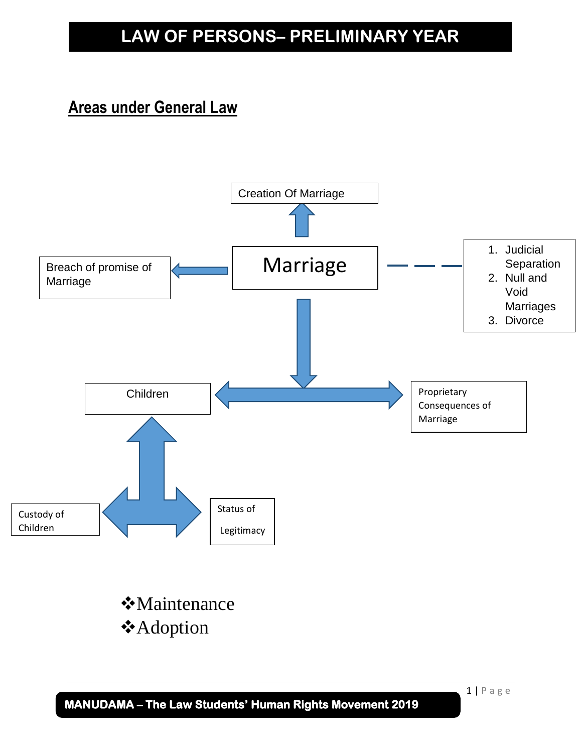## Areas under General Law

Creation Of Marriage

Breach of promise of Marriage

Marriage

1. Judicial Separation
2. Null and Void Marriages
3. Divorce

Children

Proprietary Consequences of Marriage

Custody of Children

Status of Legitimacy

- Maintenance
- Adoption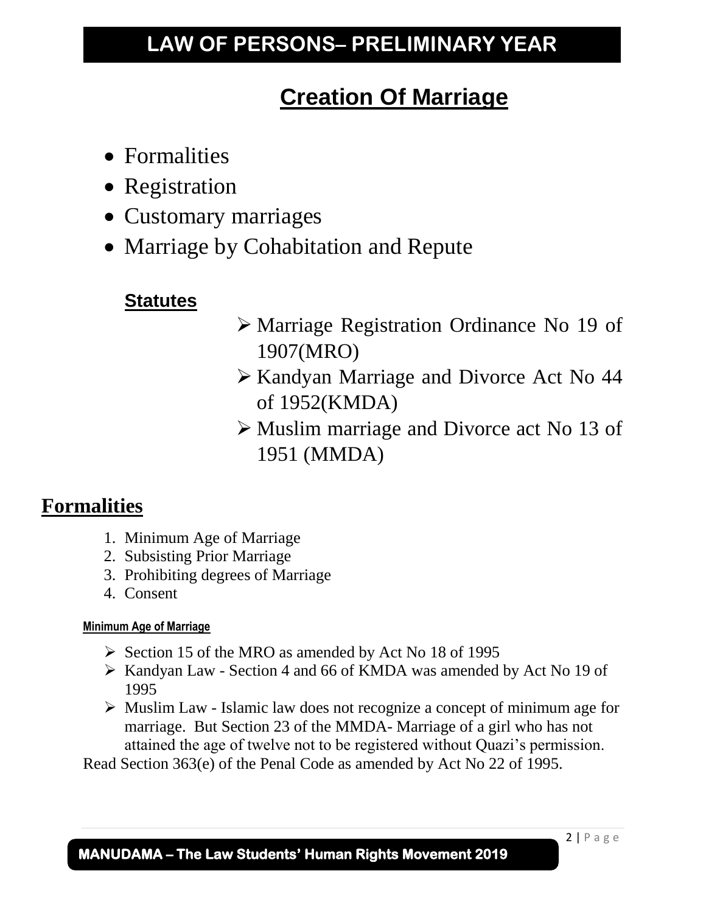# Creation Of Marriage

- Formalities
- Registration
- Customary marriages
- Marriage by Cohabitation and Repute

### Statutes

- Marriage Registration Ordinance No 19 of 1907(MRO)
- Kandyan Marriage and Divorce Act No 44 of 1952(KMDA)
- Muslim marriage and Divorce act No 13 of 1951 (MMDA)

## Formalities

1. Minimum Age of Marriage
2. Subsisting Prior Marriage
3. Prohibiting degrees of Marriage
4. Consent

#### Minimum Age of Marriage

- Section 15 of the MRO as amended by Act No 18 of 1995
- Kandyan Law - Section 4 and 66 of KMDA was amended by Act No 19 of 1995
- Muslim Law - Islamic law does not recognize a concept of minimum age for marriage. But Section 23 of the MMDA- Marriage of a girl who has not attained the age of twelve not to be registered without Quazi's permission.

Read Section 363(e) of the Penal Code as amended by Act No 22 of 1995.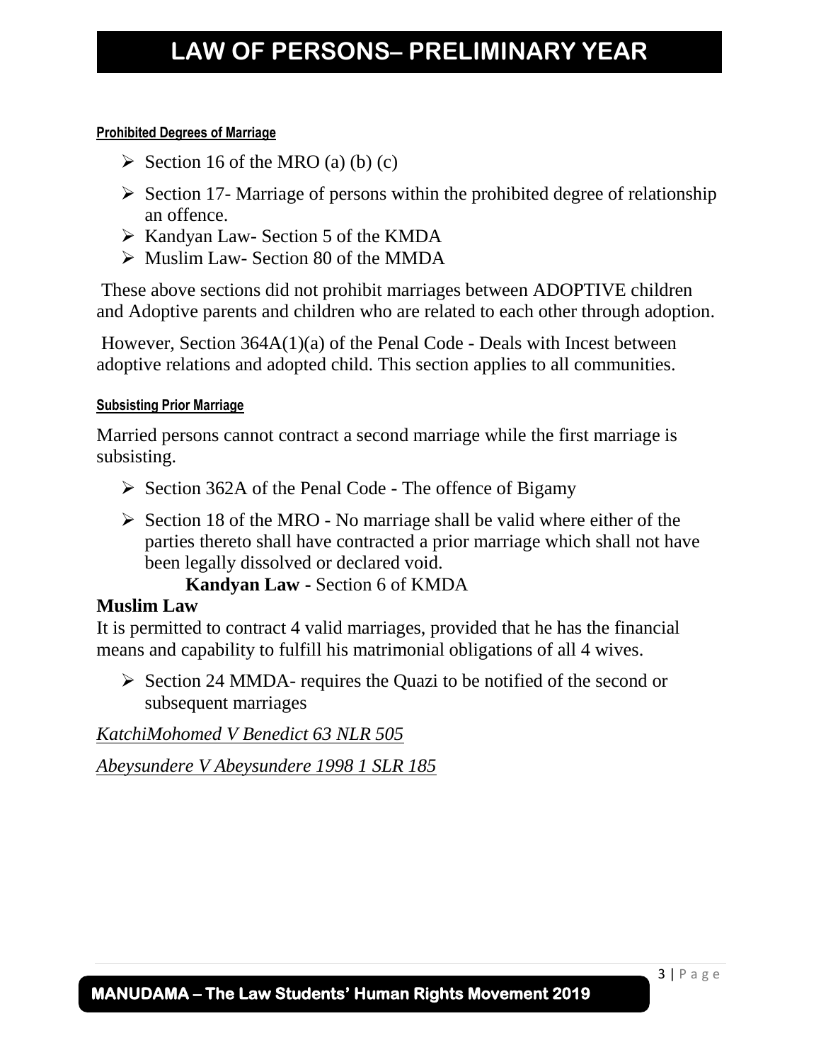#### Prohibited Degrees of Marriage

- Section 16 of the MRO (a) (b) (c)
- Section 17- Marriage of persons within the prohibited degree of relationship an offence.
- Kandyan Law- Section 5 of the KMDA
- Muslim Law- Section 80 of the MMDA

These above sections did not prohibit marriages between ADOPTIVE children and Adoptive parents and children who are related to each other through adoption.

However, Section 364A(1)(a) of the Penal Code - Deals with Incest between adoptive relations and adopted child. This section applies to all communities.

#### Subsisting Prior Marriage

Married persons cannot contract a second marriage while the first marriage is subsisting.

- Section 362A of the Penal Code - The offence of Bigamy
- Section 18 of the MRO - No marriage shall be valid where either of the parties thereto shall have contracted a prior marriage which shall not have been legally dissolved or declared void.

  **Kandyan Law -** Section 6 of KMDA

**Muslim Law**

It is permitted to contract 4 valid marriages, provided that he has the financial means and capability to fulfill his matrimonial obligations of all 4 wives.

- Section 24 MMDA- requires the Quazi to be notified of the second or subsequent marriages

*KatchiMohomed V Benedict 63 NLR 505*

*Abeysundere V Abeysundere 1998 1 SLR 185*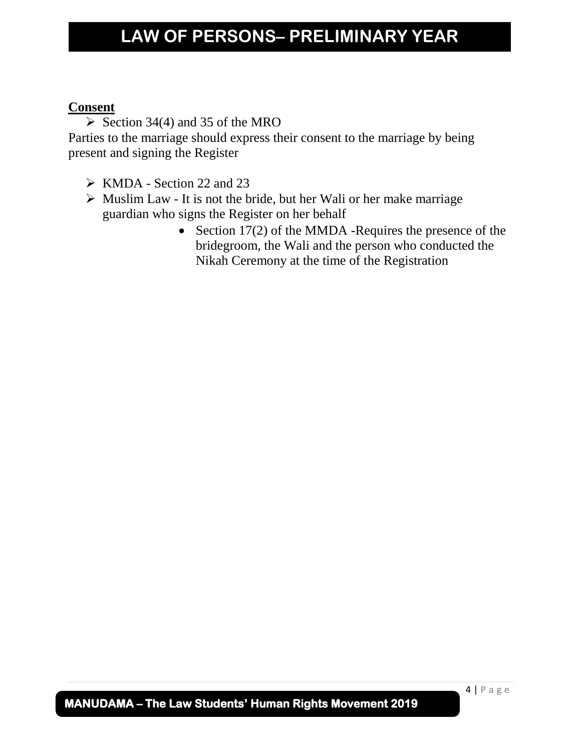**Consent**

- Section 34(4) and 35 of the MRO

Parties to the marriage should express their consent to the marriage by being present and signing the Register

- KMDA - Section 22 and 23
- Muslim Law - It is not the bride, but her Wali or her make marriage guardian who signs the Register on her behalf
    - Section 17(2) of the MMDA -Requires the presence of the bridegroom, the Wali and the person who conducted the Nikah Ceremony at the time of the Registration